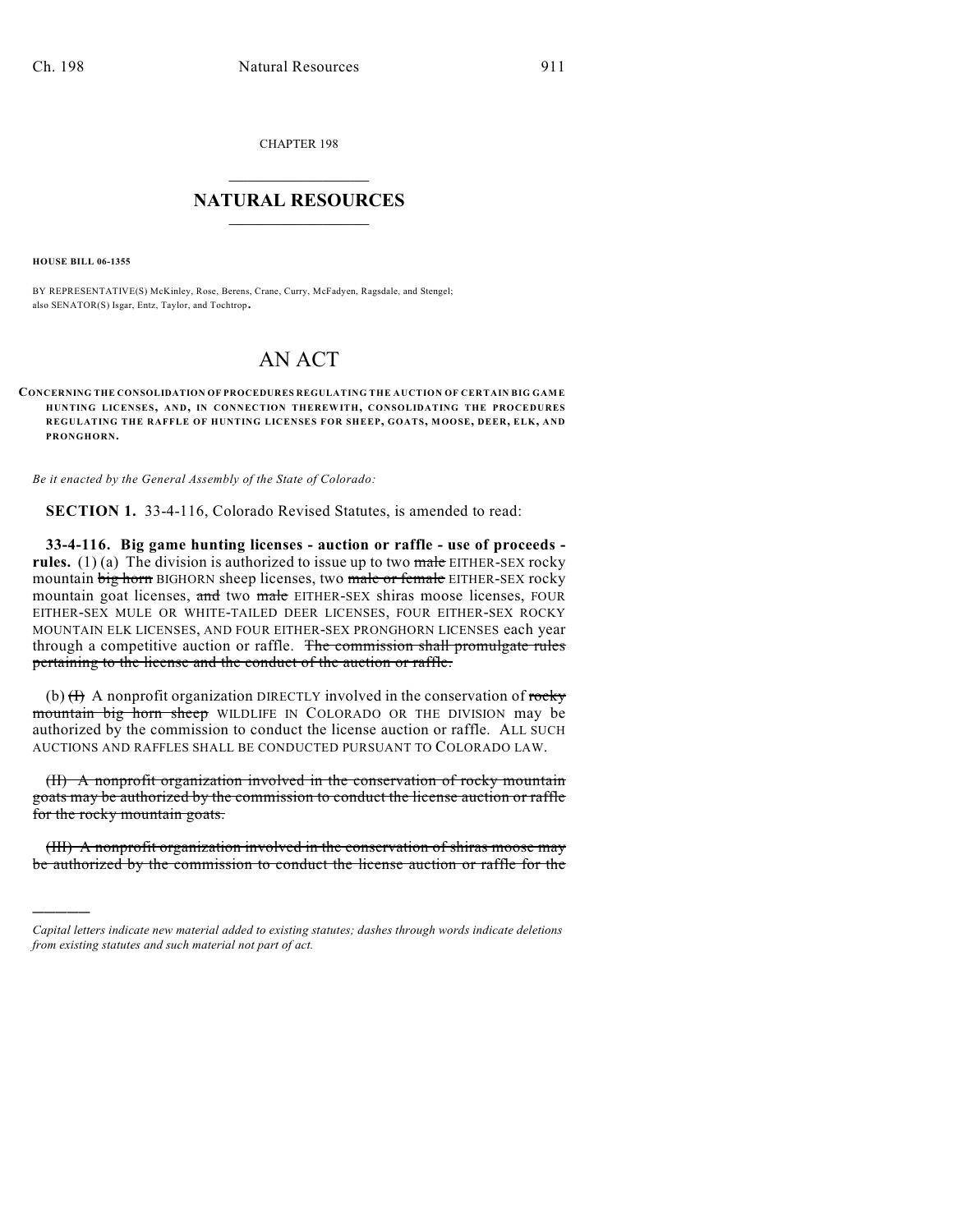CHAPTER 198

## NATURAL RESOURCES

**HOUSE BILL 06-1355**

BY REPRESENTATIVE(S) McKinley, Rose, Berens, Crane, Curry, McFadyen, Ragsdale, and Stengel; also SENATOR(S) Isgar, Entz, Taylor, and Tochtrop.

# AN ACT

**CONCERNING THE CONSOLIDATION OF PROCEDURES REGULATING THE AUCTION OF CERTAIN BIG GAME HUNTING LICENSES, AND, IN CONNECTION THEREWITH, CONSOLIDATING THE PROCEDURES REGULATING THE RAFFLE OF HUNTING LICENSES FOR SHEEP, GOATS, MOOSE, DEER, ELK, AND PRONGHORN.**

*Be it enacted by the General Assembly of the State of Colorado:*

**SECTION 1.** 33-4-116, Colorado Revised Statutes, is amended to read:

**33-4-116. Big game hunting licenses - auction or raffle - use of proceeds - rules.** (1) (a) The division is authorized to issue up to two ~~male~~ EITHER-SEX rocky mountain ~~big horn~~ BIGHORN sheep licenses, two ~~male or female~~ EITHER-SEX rocky mountain goat licenses, ~~and~~ two ~~male~~ EITHER-SEX shiras moose licenses, FOUR EITHER-SEX MULE OR WHITE-TAILED DEER LICENSES, FOUR EITHER-SEX ROCKY MOUNTAIN ELK LICENSES, AND FOUR EITHER-SEX PRONGHORN LICENSES each year through a competitive auction or raffle. ~~The commission shall promulgate rules pertaining to the license and the conduct of the auction or raffle.~~

(b) ~~(I)~~ A nonprofit organization DIRECTLY involved in the conservation of ~~rocky mountain big horn sheep~~ WILDLIFE IN COLORADO OR THE DIVISION may be authorized by the commission to conduct the license auction or raffle. ALL SUCH AUCTIONS AND RAFFLES SHALL BE CONDUCTED PURSUANT TO COLORADO LAW.

~~(II) A nonprofit organization involved in the conservation of rocky mountain goats may be authorized by the commission to conduct the license auction or raffle for the rocky mountain goats.~~

~~(III) A nonprofit organization involved in the conservation of shiras moose may be authorized by the commission to conduct the license auction or raffle for the~~

---

*Capital letters indicate new material added to existing statutes; dashes through words indicate deletions from existing statutes and such material not part of act.*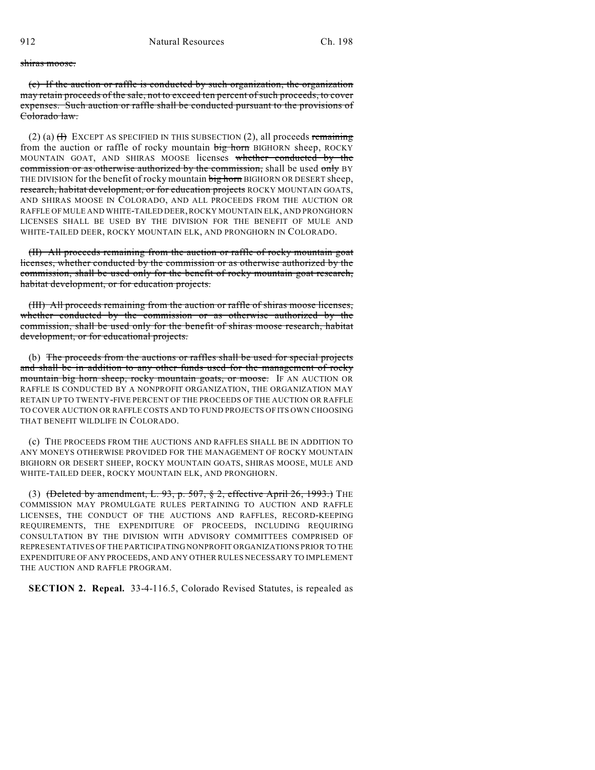~~shiras moose.~~

~~(c) If the auction or raffle is conducted by such organization, the organization may retain proceeds of the sale, not to exceed ten percent of such proceeds, to cover expenses. Such auction or raffle shall be conducted pursuant to the provisions of Colorado law.~~

(2) (a) ~~(I)~~ EXCEPT AS SPECIFIED IN THIS SUBSECTION (2), all proceeds ~~remaining~~ from the auction or raffle of rocky mountain ~~big horn~~ BIGHORN sheep, ROCKY MOUNTAIN GOAT, AND SHIRAS MOOSE licenses ~~whether conducted by the commission or as otherwise authorized by the commission,~~ shall be used ~~only~~ BY THE DIVISION for the benefit of rocky mountain ~~big horn~~ BIGHORN OR DESERT sheep, ~~research, habitat development, or for education projects~~ ROCKY MOUNTAIN GOATS, AND SHIRAS MOOSE IN COLORADO, AND ALL PROCEEDS FROM THE AUCTION OR RAFFLE OF MULE AND WHITE-TAILED DEER, ROCKY MOUNTAIN ELK, AND PRONGHORN LICENSES SHALL BE USED BY THE DIVISION FOR THE BENEFIT OF MULE AND WHITE-TAILED DEER, ROCKY MOUNTAIN ELK, AND PRONGHORN IN COLORADO.

~~(II) All proceeds remaining from the auction or raffle of rocky mountain goat licenses, whether conducted by the commission or as otherwise authorized by the commission, shall be used only for the benefit of rocky mountain goat research, habitat development, or for education projects.~~

~~(III) All proceeds remaining from the auction or raffle of shiras moose licenses, whether conducted by the commission or as otherwise authorized by the commission, shall be used only for the benefit of shiras moose research, habitat development, or for educational projects.~~

(b) ~~The proceeds from the auctions or raffles shall be used for special projects and shall be in addition to any other funds used for the management of rocky mountain big horn sheep, rocky mountain goats, or moose.~~ IF AN AUCTION OR RAFFLE IS CONDUCTED BY A NONPROFIT ORGANIZATION, THE ORGANIZATION MAY RETAIN UP TO TWENTY-FIVE PERCENT OF THE PROCEEDS OF THE AUCTION OR RAFFLE TO COVER AUCTION OR RAFFLE COSTS AND TO FUND PROJECTS OF ITS OWN CHOOSING THAT BENEFIT WILDLIFE IN COLORADO.

(c) THE PROCEEDS FROM THE AUCTIONS AND RAFFLES SHALL BE IN ADDITION TO ANY MONEYS OTHERWISE PROVIDED FOR THE MANAGEMENT OF ROCKY MOUNTAIN BIGHORN OR DESERT SHEEP, ROCKY MOUNTAIN GOATS, SHIRAS MOOSE, MULE AND WHITE-TAILED DEER, ROCKY MOUNTAIN ELK, AND PRONGHORN.

(3) ~~(Deleted by amendment, L. 93, p. 507, § 2, effective April 26, 1993.)~~ THE COMMISSION MAY PROMULGATE RULES PERTAINING TO AUCTION AND RAFFLE LICENSES, THE CONDUCT OF THE AUCTIONS AND RAFFLES, RECORD-KEEPING REQUIREMENTS, THE EXPENDITURE OF PROCEEDS, INCLUDING REQUIRING CONSULTATION BY THE DIVISION WITH ADVISORY COMMITTEES COMPRISED OF REPRESENTATIVES OF THE PARTICIPATING NONPROFIT ORGANIZATIONS PRIOR TO THE EXPENDITURE OF ANY PROCEEDS, AND ANY OTHER RULES NECESSARY TO IMPLEMENT THE AUCTION AND RAFFLE PROGRAM.

**SECTION 2. Repeal.** 33-4-116.5, Colorado Revised Statutes, is repealed as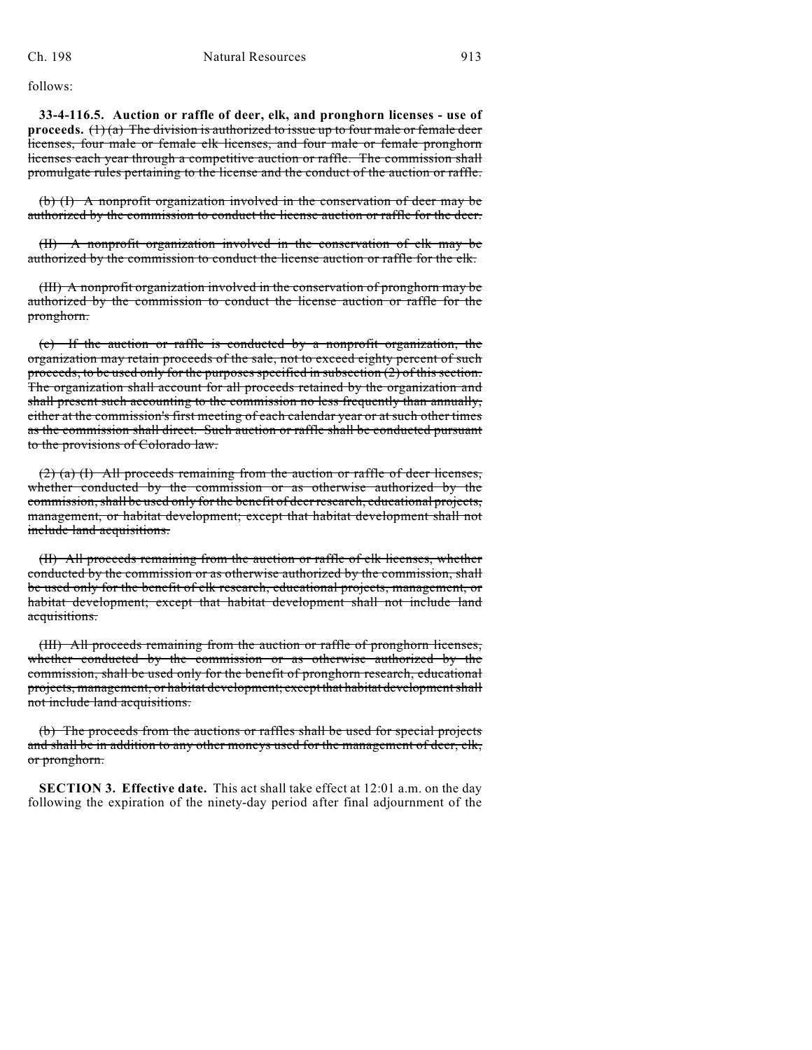follows:

**33-4-116.5. Auction or raffle of deer, elk, and pronghorn licenses - use of proceeds.** ~~(1) (a) The division is authorized to issue up to four male or female deer licenses, four male or female elk licenses, and four male or female pronghorn licenses each year through a competitive auction or raffle. The commission shall promulgate rules pertaining to the license and the conduct of the auction or raffle.~~

~~(b) (I) A nonprofit organization involved in the conservation of deer may be authorized by the commission to conduct the license auction or raffle for the deer.~~

~~(II) A nonprofit organization involved in the conservation of elk may be authorized by the commission to conduct the license auction or raffle for the elk.~~

~~(III) A nonprofit organization involved in the conservation of pronghorn may be authorized by the commission to conduct the license auction or raffle for the pronghorn.~~

~~(c) If the auction or raffle is conducted by a nonprofit organization, the organization may retain proceeds of the sale, not to exceed eighty percent of such proceeds, to be used only for the purposes specified in subsection (2) of this section. The organization shall account for all proceeds retained by the organization and shall present such accounting to the commission no less frequently than annually, either at the commission's first meeting of each calendar year or at such other times as the commission shall direct. Such auction or raffle shall be conducted pursuant to the provisions of Colorado law.~~

~~(2) (a) (I) All proceeds remaining from the auction or raffle of deer licenses, whether conducted by the commission or as otherwise authorized by the commission, shall be used only for the benefit of deer research, educational projects, management, or habitat development; except that habitat development shall not include land acquisitions.~~

~~(II) All proceeds remaining from the auction or raffle of elk licenses, whether conducted by the commission or as otherwise authorized by the commission, shall be used only for the benefit of elk research, educational projects, management, or habitat development; except that habitat development shall not include land acquisitions.~~

~~(III) All proceeds remaining from the auction or raffle of pronghorn licenses, whether conducted by the commission or as otherwise authorized by the commission, shall be used only for the benefit of pronghorn research, educational projects, management, or habitat development; except that habitat development shall not include land acquisitions.~~

~~(b) The proceeds from the auctions or raffles shall be used for special projects and shall be in addition to any other moneys used for the management of deer, elk, or pronghorn.~~

**SECTION 3. Effective date.** This act shall take effect at 12:01 a.m. on the day following the expiration of the ninety-day period after final adjournment of the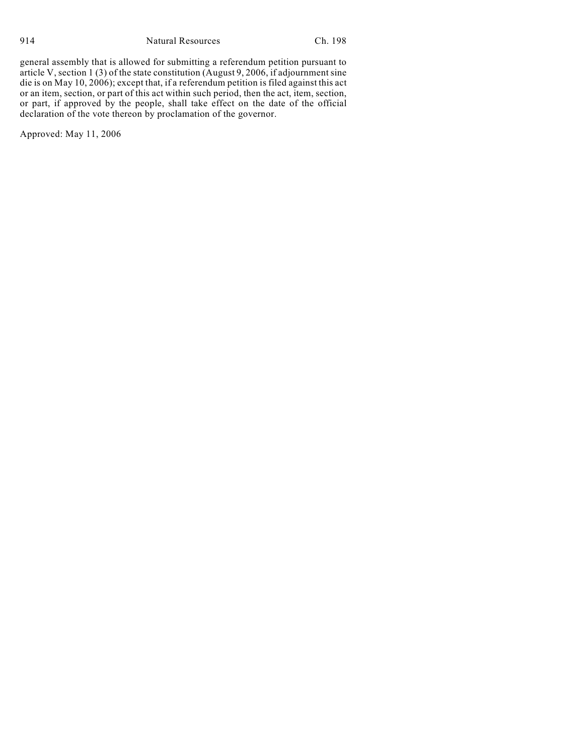general assembly that is allowed for submitting a referendum petition pursuant to article V, section 1 (3) of the state constitution (August 9, 2006, if adjournment sine die is on May 10, 2006); except that, if a referendum petition is filed against this act or an item, section, or part of this act within such period, then the act, item, section, or part, if approved by the people, shall take effect on the date of the official declaration of the vote thereon by proclamation of the governor.

Approved: May 11, 2006